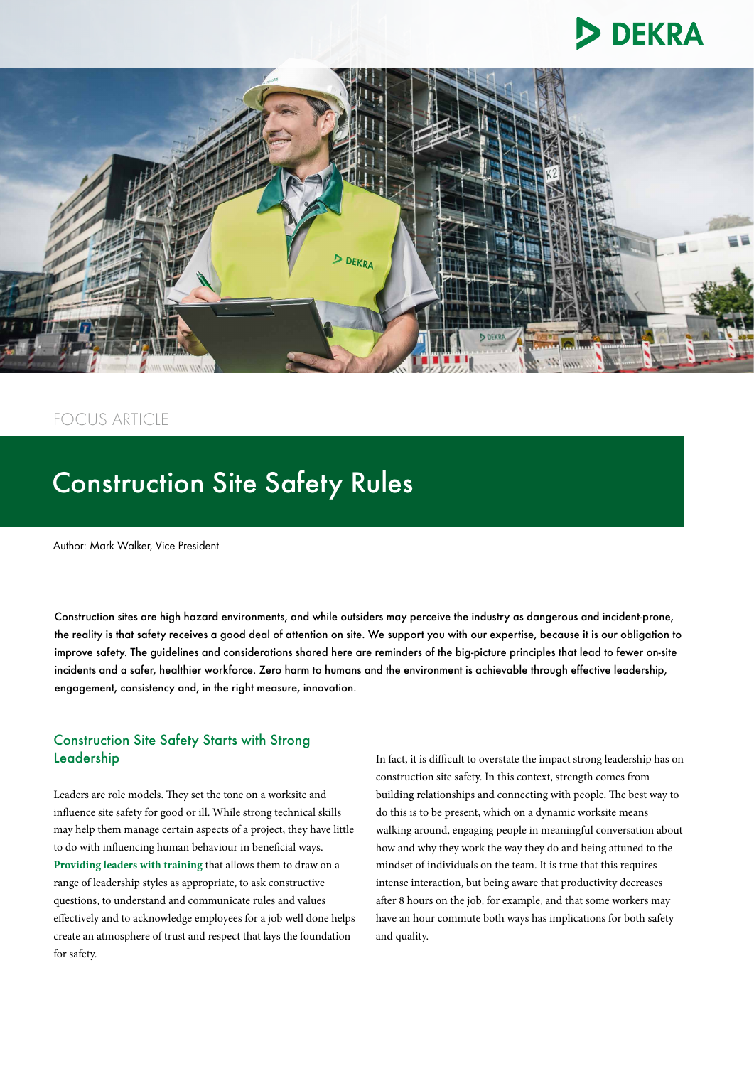FOCUS ARTICLE

# Construction Site Safety Rules

Author: Mark Walker, Vice President

Construction sites are high hazard environments, and while outsiders may perceive the industry as dangerous and incident-prone, the reality is that safety receives a good deal of attention on site. We support you with our expertise, because it is our obligation to improve safety. The guidelines and considerations shared here are reminders of the big-picture principles that lead to fewer on-site incidents and a safer, healthier workforce. Zero harm to humans and the environment is achievable through effective leadership, engagement, consistency and, in the right measure, innovation.

## Construction Site Safety Starts with Strong Leadership

Leaders are role models. They set the tone on a worksite and influence site safety for good or ill. While strong technical skills may help them manage certain aspects of a project, they have little to do with influencing human behaviour in beneficial ways. **Providing leaders with training** that allows them to draw on a range of leadership styles as appropriate, to ask constructive questions, to understand and communicate rules and values effectively and to acknowledge employees for a job well done helps create an atmosphere of trust and respect that lays the foundation for safety.

In fact, it is difficult to overstate the impact strong leadership has on construction site safety. In this context, strength comes from building relationships and connecting with people. The best way to do this is to be present, which on a dynamic worksite means walking around, engaging people in meaningful conversation about how and why they work the way they do and being attuned to the mindset of individuals on the team. It is true that this requires intense interaction, but being aware that productivity decreases after 8 hours on the job, for example, and that some workers may have an hour commute both ways has implications for both safety and quality.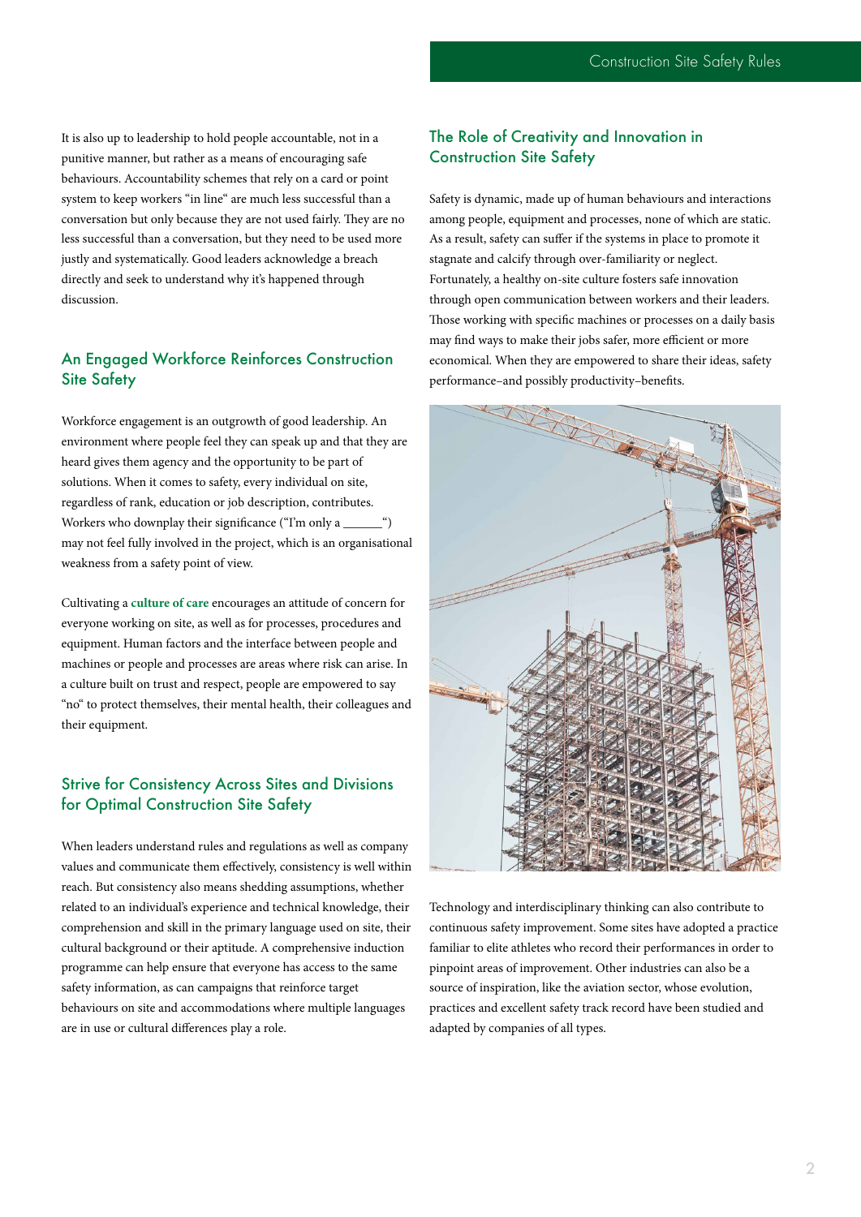It is also up to leadership to hold people accountable, not in a punitive manner, but rather as a means of encouraging safe behaviours. Accountability schemes that rely on a card or point system to keep workers "in line" are much less successful than a conversation but only because they are not used fairly. They are no less successful than a conversation, but they need to be used more justly and systematically. Good leaders acknowledge a breach directly and seek to understand why it's happened through discussion.

## An Engaged Workforce Reinforces Construction Site Safety

Workforce engagement is an outgrowth of good leadership. An environment where people feel they can speak up and that they are heard gives them agency and the opportunity to be part of solutions. When it comes to safety, every individual on site, regardless of rank, education or job description, contributes. Workers who downplay their significance ("I'm only a ______") may not feel fully involved in the project, which is an organisational weakness from a safety point of view.

Cultivating a **culture of care** encourages an attitude of concern for everyone working on site, as well as for processes, procedures and equipment. Human factors and the interface between people and machines or people and processes are areas where risk can arise. In a culture built on trust and respect, people are empowered to say "no" to protect themselves, their mental health, their colleagues and their equipment.

## Strive for Consistency Across Sites and Divisions for Optimal Construction Site Safety

When leaders understand rules and regulations as well as company values and communicate them effectively, consistency is well within reach. But consistency also means shedding assumptions, whether related to an individual's experience and technical knowledge, their comprehension and skill in the primary language used on site, their cultural background or their aptitude. A comprehensive induction programme can help ensure that everyone has access to the same safety information, as can campaigns that reinforce target behaviours on site and accommodations where multiple languages are in use or cultural differences play a role.

## The Role of Creativity and Innovation in Construction Site Safety

Safety is dynamic, made up of human behaviours and interactions among people, equipment and processes, none of which are static. As a result, safety can suffer if the systems in place to promote it stagnate and calcify through over-familiarity or neglect. Fortunately, a healthy on-site culture fosters safe innovation through open communication between workers and their leaders. Those working with specific machines or processes on a daily basis may find ways to make their jobs safer, more efficient or more economical. When they are empowered to share their ideas, safety performance–and possibly productivity–benefits.

Technology and interdisciplinary thinking can also contribute to continuous safety improvement. Some sites have adopted a practice familiar to elite athletes who record their performances in order to pinpoint areas of improvement. Other industries can also be a source of inspiration, like the aviation sector, whose evolution, practices and excellent safety track record have been studied and adapted by companies of all types.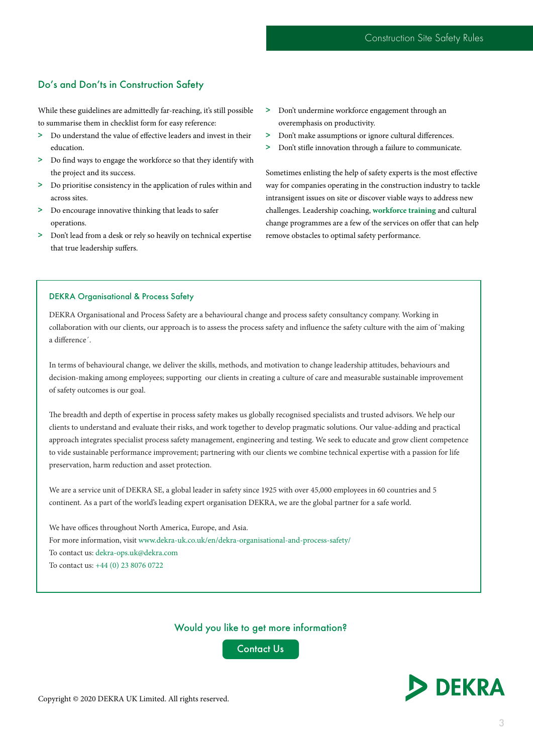## Do's and Don'ts in Construction Safety

While these guidelines are admittedly far-reaching, it's still possible to summarise them in checklist form for easy reference:

- Do understand the value of effective leaders and invest in their education.
- Do find ways to engage the workforce so that they identify with the project and its success.
- Do prioritise consistency in the application of rules within and across sites.
- Do encourage innovative thinking that leads to safer operations.
- Don't lead from a desk or rely so heavily on technical expertise that true leadership suffers.
- Don't undermine workforce engagement through an overemphasis on productivity.
- Don't make assumptions or ignore cultural differences.
- Don't stifle innovation through a failure to communicate.

Sometimes enlisting the help of safety experts is the most effective way for companies operating in the construction industry to tackle intransigent issues on site or discover viable ways to address new challenges. Leadership coaching, **workforce training** and cultural change programmes are a few of the services on offer that can help remove obstacles to optimal safety performance.

### DEKRA Organisational & Process Safety

DEKRA Organisational and Process Safety are a behavioural change and process safety consultancy company. Working in collaboration with our clients, our approach is to assess the process safety and influence the safety culture with the aim of 'making a difference´.

In terms of behavioural change, we deliver the skills, methods, and motivation to change leadership attitudes, behaviours and decision-making among employees; supporting our clients in creating a culture of care and measurable sustainable improvement of safety outcomes is our goal.

The breadth and depth of expertise in process safety makes us globally recognised specialists and trusted advisors. We help our clients to understand and evaluate their risks, and work together to develop pragmatic solutions. Our value-adding and practical approach integrates specialist process safety management, engineering and testing. We seek to educate and grow client competence to vide sustainable performance improvement; partnering with our clients we combine technical expertise with a passion for life preservation, harm reduction and asset protection.

We are a service unit of DEKRA SE, a global leader in safety since 1925 with over 45,000 employees in 60 countries and 5 continent. As a part of the world's leading expert organisation DEKRA, we are the global partner for a safe world.

We have offices throughout North America, Europe, and Asia.
For more information, visit www.dekra-uk.co.uk/en/dekra-organisational-and-process-safety/
To contact us: dekra-ops.uk@dekra.com
To contact us: +44 (0) 23 8076 0722

Would you like to get more information?

Contact Us

DEKRA

Copyright © 2020 DEKRA UK Limited. All rights reserved.